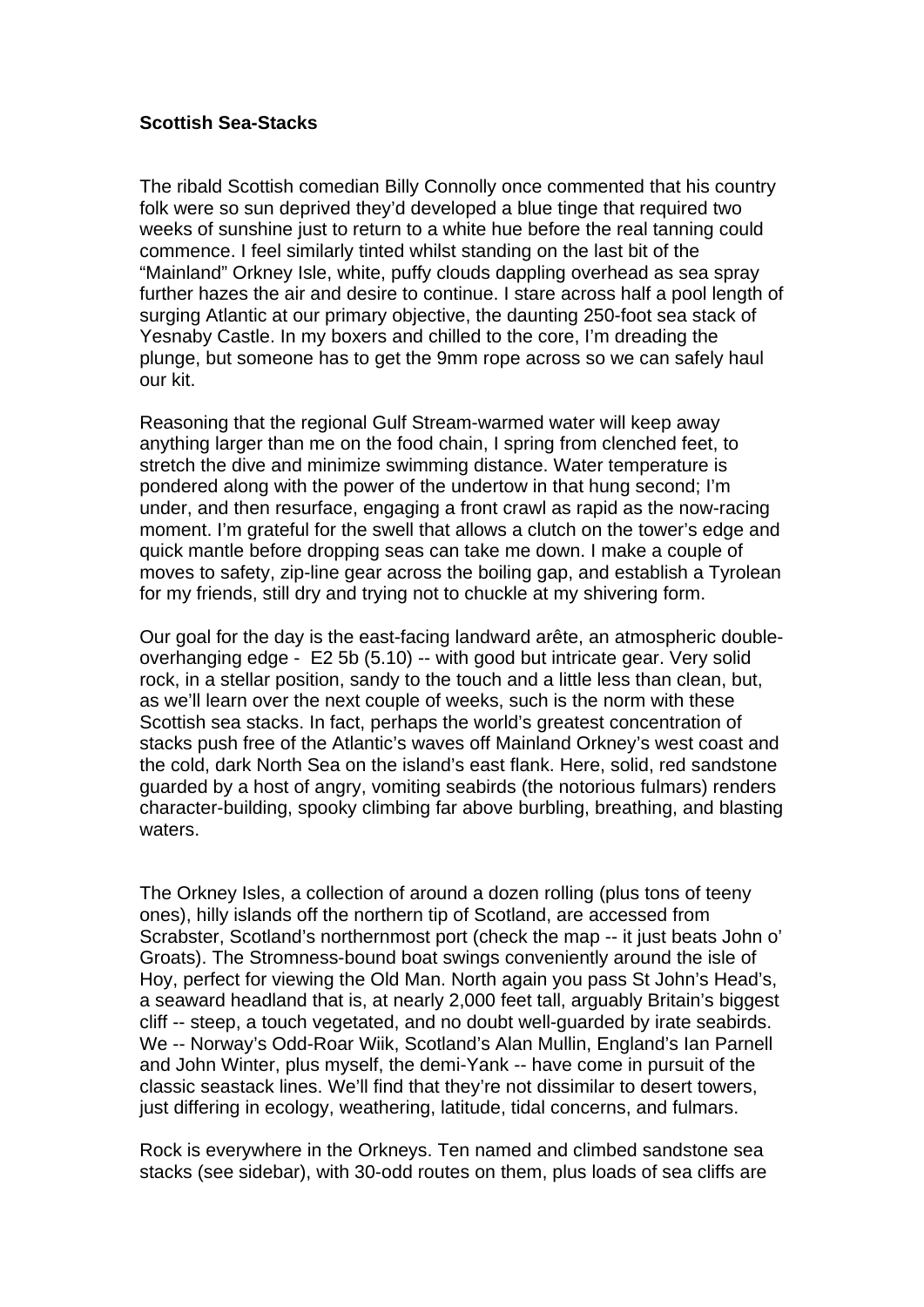**Scottish Sea-Stacks**

The ribald Scottish comedian Billy Connolly once commented that his country folk were so sun deprived they'd developed a blue tinge that required two weeks of sunshine just to return to a white hue before the real tanning could commence. I feel similarly tinted whilst standing on the last bit of the "Mainland" Orkney Isle, white, puffy clouds dappling overhead as sea spray further hazes the air and desire to continue. I stare across half a pool length of surging Atlantic at our primary objective, the daunting 250-foot sea stack of Yesnaby Castle. In my boxers and chilled to the core, I'm dreading the plunge, but someone has to get the 9mm rope across so we can safely haul our kit.

Reasoning that the regional Gulf Stream-warmed water will keep away anything larger than me on the food chain, I spring from clenched feet, to stretch the dive and minimize swimming distance. Water temperature is pondered along with the power of the undertow in that hung second; I'm under, and then resurface, engaging a front crawl as rapid as the now-racing moment. I'm grateful for the swell that allows a clutch on the tower's edge and quick mantle before dropping seas can take me down. I make a couple of moves to safety, zip-line gear across the boiling gap, and establish a Tyrolean for my friends, still dry and trying not to chuckle at my shivering form.

Our goal for the day is the east-facing landward arête, an atmospheric double-overhanging edge - E2 5b (5.10) -- with good but intricate gear. Very solid rock, in a stellar position, sandy to the touch and a little less than clean, but, as we'll learn over the next couple of weeks, such is the norm with these Scottish sea stacks. In fact, perhaps the world's greatest concentration of stacks push free of the Atlantic's waves off Mainland Orkney's west coast and the cold, dark North Sea on the island's east flank. Here, solid, red sandstone guarded by a host of angry, vomiting seabirds (the notorious fulmars) renders character-building, spooky climbing far above burbling, breathing, and blasting waters.

The Orkney Isles, a collection of around a dozen rolling (plus tons of teeny ones), hilly islands off the northern tip of Scotland, are accessed from Scrabster, Scotland's northernmost port (check the map -- it just beats John o' Groats). The Stromness-bound boat swings conveniently around the isle of Hoy, perfect for viewing the Old Man. North again you pass St John's Head's, a seaward headland that is, at nearly 2,000 feet tall, arguably Britain's biggest cliff -- steep, a touch vegetated, and no doubt well-guarded by irate seabirds. We -- Norway's Odd-Roar Wiik, Scotland's Alan Mullin, England's Ian Parnell and John Winter, plus myself, the demi-Yank -- have come in pursuit of the classic seastack lines. We'll find that they're not dissimilar to desert towers, just differing in ecology, weathering, latitude, tidal concerns, and fulmars.

Rock is everywhere in the Orkneys. Ten named and climbed sandstone sea stacks (see sidebar), with 30-odd routes on them, plus loads of sea cliffs are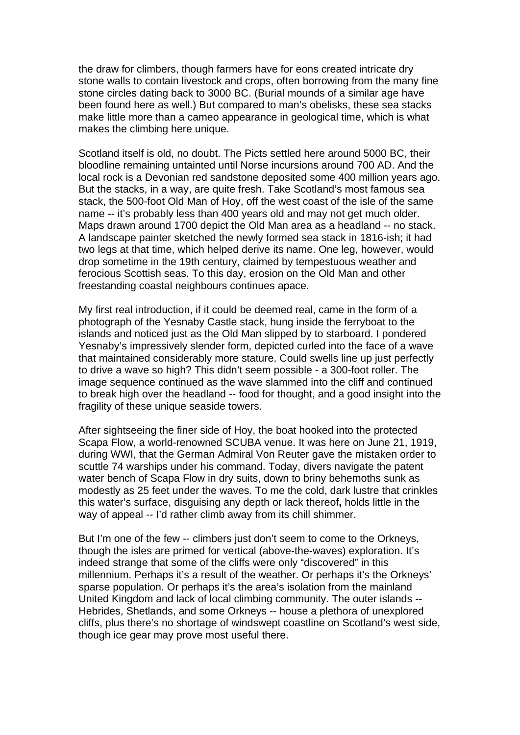the draw for climbers, though farmers have for eons created intricate dry stone walls to contain livestock and crops, often borrowing from the many fine stone circles dating back to 3000 BC. (Burial mounds of a similar age have been found here as well.) But compared to man's obelisks, these sea stacks make little more than a cameo appearance in geological time, which is what makes the climbing here unique.

Scotland itself is old, no doubt. The Picts settled here around 5000 BC, their bloodline remaining untainted until Norse incursions around 700 AD. And the local rock is a Devonian red sandstone deposited some 400 million years ago. But the stacks, in a way, are quite fresh. Take Scotland's most famous sea stack, the 500-foot Old Man of Hoy, off the west coast of the isle of the same name -- it's probably less than 400 years old and may not get much older. Maps drawn around 1700 depict the Old Man area as a headland -- no stack. A landscape painter sketched the newly formed sea stack in 1816-ish; it had two legs at that time, which helped derive its name. One leg, however, would drop sometime in the 19th century, claimed by tempestuous weather and ferocious Scottish seas. To this day, erosion on the Old Man and other freestanding coastal neighbours continues apace.

My first real introduction, if it could be deemed real, came in the form of a photograph of the Yesnaby Castle stack, hung inside the ferryboat to the islands and noticed just as the Old Man slipped by to starboard. I pondered Yesnaby's impressively slender form, depicted curled into the face of a wave that maintained considerably more stature. Could swells line up just perfectly to drive a wave so high? This didn't seem possible - a 300-foot roller. The image sequence continued as the wave slammed into the cliff and continued to break high over the headland -- food for thought, and a good insight into the fragility of these unique seaside towers.

After sightseeing the finer side of Hoy, the boat hooked into the protected Scapa Flow, a world-renowned SCUBA venue. It was here on June 21, 1919, during WWI, that the German Admiral Von Reuter gave the mistaken order to scuttle 74 warships under his command. Today, divers navigate the patent water bench of Scapa Flow in dry suits, down to briny behemoths sunk as modestly as 25 feet under the waves. To me the cold, dark lustre that crinkles this water's surface, disguising any depth or lack thereof**,** holds little in the way of appeal -- I'd rather climb away from its chill shimmer.

But I'm one of the few -- climbers just don't seem to come to the Orkneys, though the isles are primed for vertical (above-the-waves) exploration. It's indeed strange that some of the cliffs were only "discovered" in this millennium. Perhaps it's a result of the weather. Or perhaps it's the Orkneys' sparse population. Or perhaps it's the area's isolation from the mainland United Kingdom and lack of local climbing community. The outer islands -- Hebrides, Shetlands, and some Orkneys -- house a plethora of unexplored cliffs, plus there's no shortage of windswept coastline on Scotland's west side, though ice gear may prove most useful there.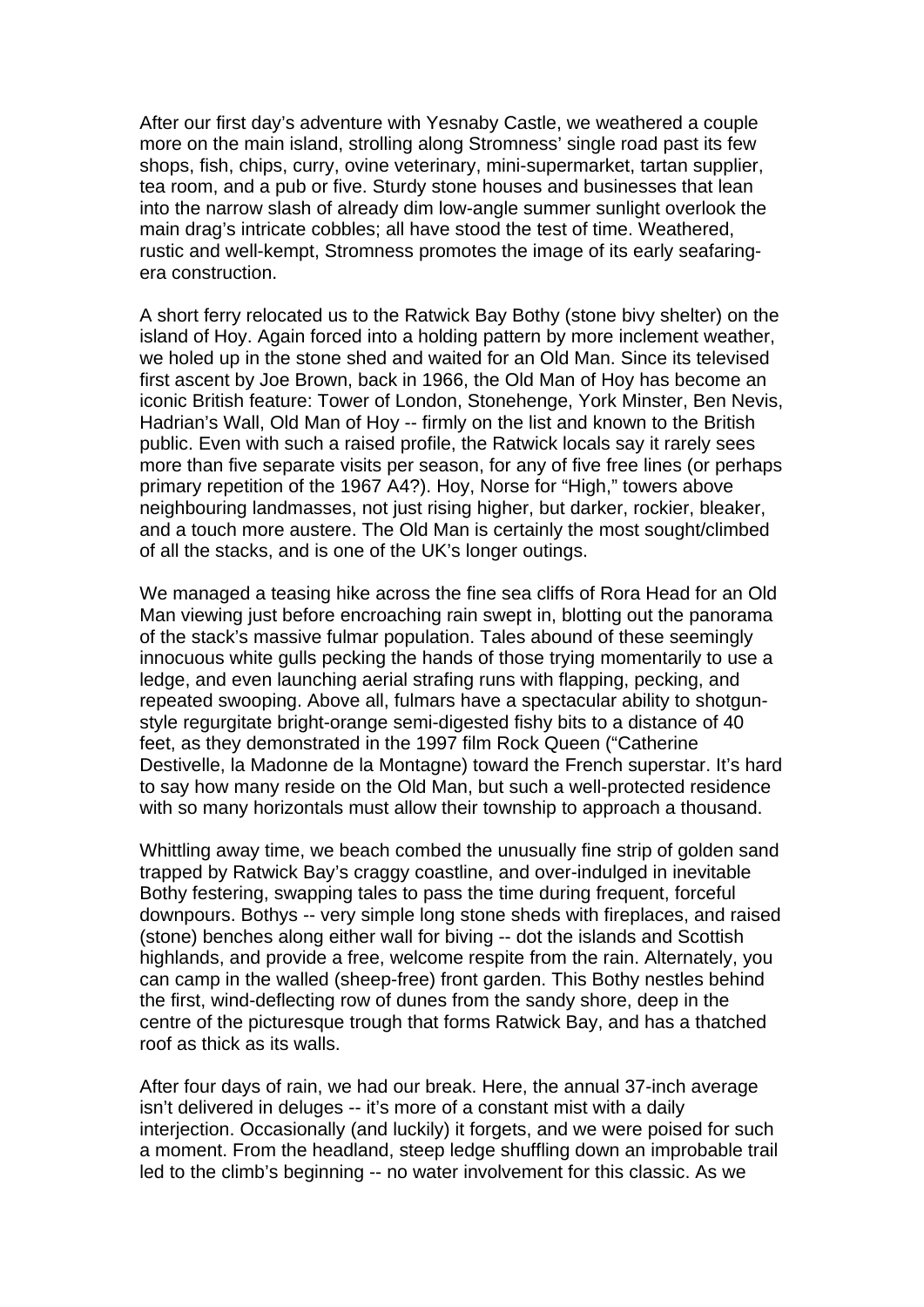After our first day's adventure with Yesnaby Castle, we weathered a couple more on the main island, strolling along Stromness' single road past its few shops, fish, chips, curry, ovine veterinary, mini-supermarket, tartan supplier, tea room, and a pub or five. Sturdy stone houses and businesses that lean into the narrow slash of already dim low-angle summer sunlight overlook the main drag's intricate cobbles; all have stood the test of time. Weathered, rustic and well-kempt, Stromness promotes the image of its early seafaring-era construction.

A short ferry relocated us to the Ratwick Bay Bothy (stone bivy shelter) on the island of Hoy. Again forced into a holding pattern by more inclement weather, we holed up in the stone shed and waited for an Old Man. Since its televised first ascent by Joe Brown, back in 1966, the Old Man of Hoy has become an iconic British feature: Tower of London, Stonehenge, York Minster, Ben Nevis, Hadrian's Wall, Old Man of Hoy -- firmly on the list and known to the British public. Even with such a raised profile, the Ratwick locals say it rarely sees more than five separate visits per season, for any of five free lines (or perhaps primary repetition of the 1967 A4?). Hoy, Norse for "High," towers above neighbouring landmasses, not just rising higher, but darker, rockier, bleaker, and a touch more austere. The Old Man is certainly the most sought/climbed of all the stacks, and is one of the UK's longer outings.

We managed a teasing hike across the fine sea cliffs of Rora Head for an Old Man viewing just before encroaching rain swept in, blotting out the panorama of the stack's massive fulmar population. Tales abound of these seemingly innocuous white gulls pecking the hands of those trying momentarily to use a ledge, and even launching aerial strafing runs with flapping, pecking, and repeated swooping. Above all, fulmars have a spectacular ability to shotgun-style regurgitate bright-orange semi-digested fishy bits to a distance of 40 feet, as they demonstrated in the 1997 film Rock Queen ("Catherine Destivelle, la Madonne de la Montagne) toward the French superstar. It's hard to say how many reside on the Old Man, but such a well-protected residence with so many horizontals must allow their township to approach a thousand.

Whittling away time, we beach combed the unusually fine strip of golden sand trapped by Ratwick Bay's craggy coastline, and over-indulged in inevitable Bothy festering, swapping tales to pass the time during frequent, forceful downpours. Bothys -- very simple long stone sheds with fireplaces, and raised (stone) benches along either wall for biving -- dot the islands and Scottish highlands, and provide a free, welcome respite from the rain. Alternately, you can camp in the walled (sheep-free) front garden. This Bothy nestles behind the first, wind-deflecting row of dunes from the sandy shore, deep in the centre of the picturesque trough that forms Ratwick Bay, and has a thatched roof as thick as its walls.

After four days of rain, we had our break. Here, the annual 37-inch average isn't delivered in deluges -- it's more of a constant mist with a daily interjection. Occasionally (and luckily) it forgets, and we were poised for such a moment. From the headland, steep ledge shuffling down an improbable trail led to the climb's beginning -- no water involvement for this classic. As we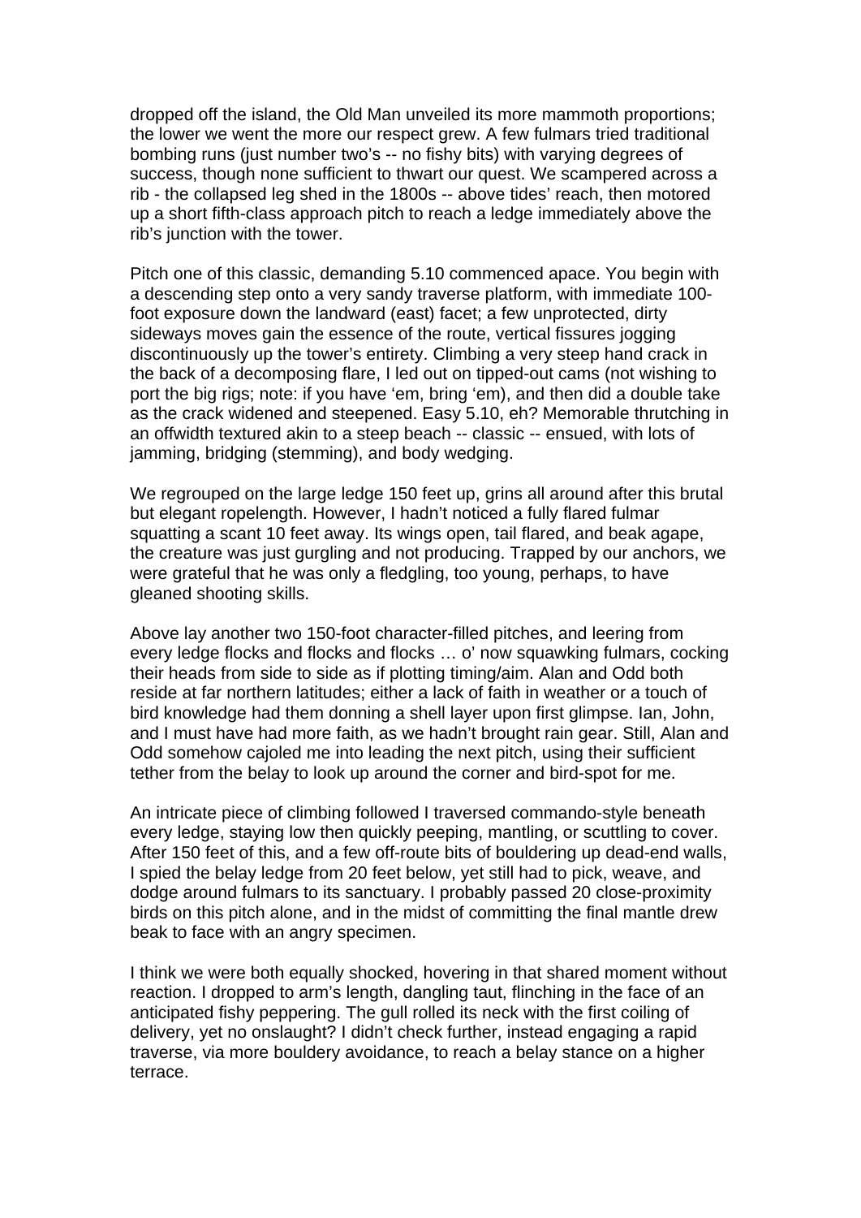dropped off the island, the Old Man unveiled its more mammoth proportions; the lower we went the more our respect grew. A few fulmars tried traditional bombing runs (just number two's -- no fishy bits) with varying degrees of success, though none sufficient to thwart our quest. We scampered across a rib - the collapsed leg shed in the 1800s -- above tides' reach, then motored up a short fifth-class approach pitch to reach a ledge immediately above the rib's junction with the tower.

Pitch one of this classic, demanding 5.10 commenced apace. You begin with a descending step onto a very sandy traverse platform, with immediate 100-foot exposure down the landward (east) facet; a few unprotected, dirty sideways moves gain the essence of the route, vertical fissures jogging discontinuously up the tower's entirety. Climbing a very steep hand crack in the back of a decomposing flare, I led out on tipped-out cams (not wishing to port the big rigs; note: if you have 'em, bring 'em), and then did a double take as the crack widened and steepened. Easy 5.10, eh? Memorable thrutching in an offwidth textured akin to a steep beach -- classic -- ensued, with lots of jamming, bridging (stemming), and body wedging.

We regrouped on the large ledge 150 feet up, grins all around after this brutal but elegant ropelength. However, I hadn't noticed a fully flared fulmar squatting a scant 10 feet away. Its wings open, tail flared, and beak agape, the creature was just gurgling and not producing. Trapped by our anchors, we were grateful that he was only a fledgling, too young, perhaps, to have gleaned shooting skills.

Above lay another two 150-foot character-filled pitches, and leering from every ledge flocks and flocks and flocks … o' now squawking fulmars, cocking their heads from side to side as if plotting timing/aim. Alan and Odd both reside at far northern latitudes; either a lack of faith in weather or a touch of bird knowledge had them donning a shell layer upon first glimpse. Ian, John, and I must have had more faith, as we hadn't brought rain gear. Still, Alan and Odd somehow cajoled me into leading the next pitch, using their sufficient tether from the belay to look up around the corner and bird-spot for me.

An intricate piece of climbing followed I traversed commando-style beneath every ledge, staying low then quickly peeping, mantling, or scuttling to cover. After 150 feet of this, and a few off-route bits of bouldering up dead-end walls, I spied the belay ledge from 20 feet below, yet still had to pick, weave, and dodge around fulmars to its sanctuary. I probably passed 20 close-proximity birds on this pitch alone, and in the midst of committing the final mantle drew beak to face with an angry specimen.

I think we were both equally shocked, hovering in that shared moment without reaction. I dropped to arm's length, dangling taut, flinching in the face of an anticipated fishy peppering. The gull rolled its neck with the first coiling of delivery, yet no onslaught? I didn't check further, instead engaging a rapid traverse, via more bouldery avoidance, to reach a belay stance on a higher terrace.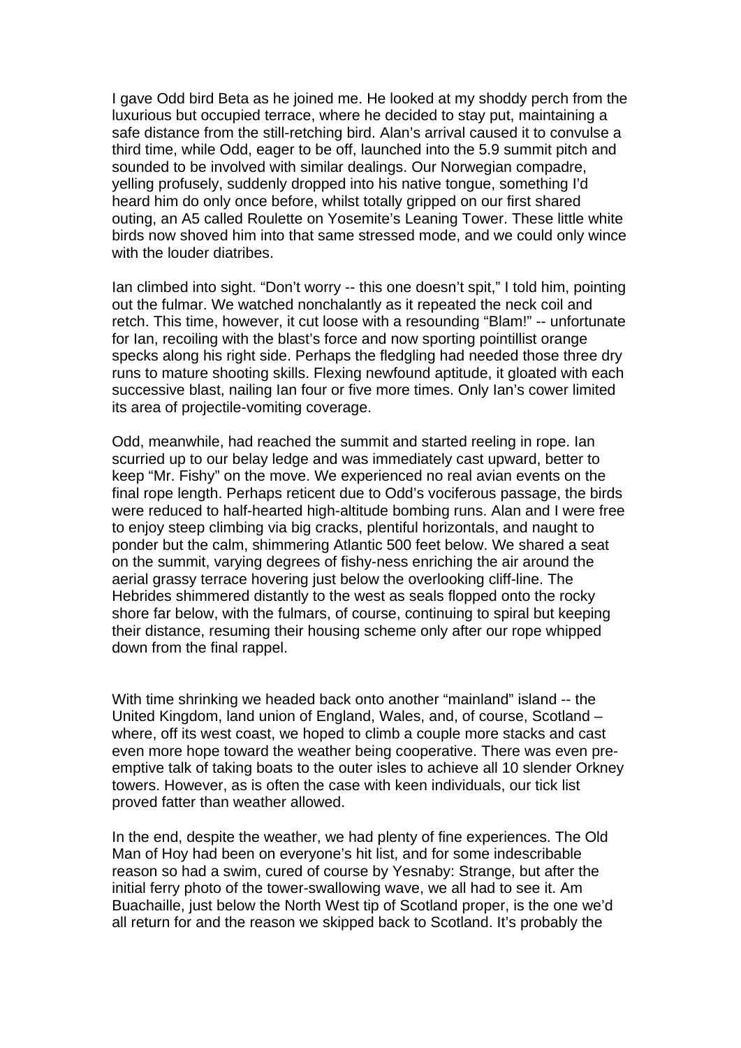I gave Odd bird Beta as he joined me. He looked at my shoddy perch from the luxurious but occupied terrace, where he decided to stay put, maintaining a safe distance from the still-retching bird. Alan's arrival caused it to convulse a third time, while Odd, eager to be off, launched into the 5.9 summit pitch and sounded to be involved with similar dealings. Our Norwegian compadre, yelling profusely, suddenly dropped into his native tongue, something I'd heard him do only once before, whilst totally gripped on our first shared outing, an A5 called Roulette on Yosemite's Leaning Tower. These little white birds now shoved him into that same stressed mode, and we could only wince with the louder diatribes.

Ian climbed into sight. "Don't worry -- this one doesn't spit," I told him, pointing out the fulmar. We watched nonchalantly as it repeated the neck coil and retch. This time, however, it cut loose with a resounding "Blam!" -- unfortunate for Ian, recoiling with the blast's force and now sporting pointillist orange specks along his right side. Perhaps the fledgling had needed those three dry runs to mature shooting skills. Flexing newfound aptitude, it gloated with each successive blast, nailing Ian four or five more times. Only Ian's cower limited its area of projectile-vomiting coverage.

Odd, meanwhile, had reached the summit and started reeling in rope. Ian scurried up to our belay ledge and was immediately cast upward, better to keep "Mr. Fishy" on the move. We experienced no real avian events on the final rope length. Perhaps reticent due to Odd's vociferous passage, the birds were reduced to half-hearted high-altitude bombing runs. Alan and I were free to enjoy steep climbing via big cracks, plentiful horizontals, and naught to ponder but the calm, shimmering Atlantic 500 feet below. We shared a seat on the summit, varying degrees of fishy-ness enriching the air around the aerial grassy terrace hovering just below the overlooking cliff-line. The Hebrides shimmered distantly to the west as seals flopped onto the rocky shore far below, with the fulmars, of course, continuing to spiral but keeping their distance, resuming their housing scheme only after our rope whipped down from the final rappel.

With time shrinking we headed back onto another "mainland" island -- the United Kingdom, land union of England, Wales, and, of course, Scotland – where, off its west coast, we hoped to climb a couple more stacks and cast even more hope toward the weather being cooperative. There was even pre-emptive talk of taking boats to the outer isles to achieve all 10 slender Orkney towers. However, as is often the case with keen individuals, our tick list proved fatter than weather allowed.

In the end, despite the weather, we had plenty of fine experiences. The Old Man of Hoy had been on everyone's hit list, and for some indescribable reason so had a swim, cured of course by Yesnaby: Strange, but after the initial ferry photo of the tower-swallowing wave, we all had to see it. Am Buachaille, just below the North West tip of Scotland proper, is the one we'd all return for and the reason we skipped back to Scotland. It's probably the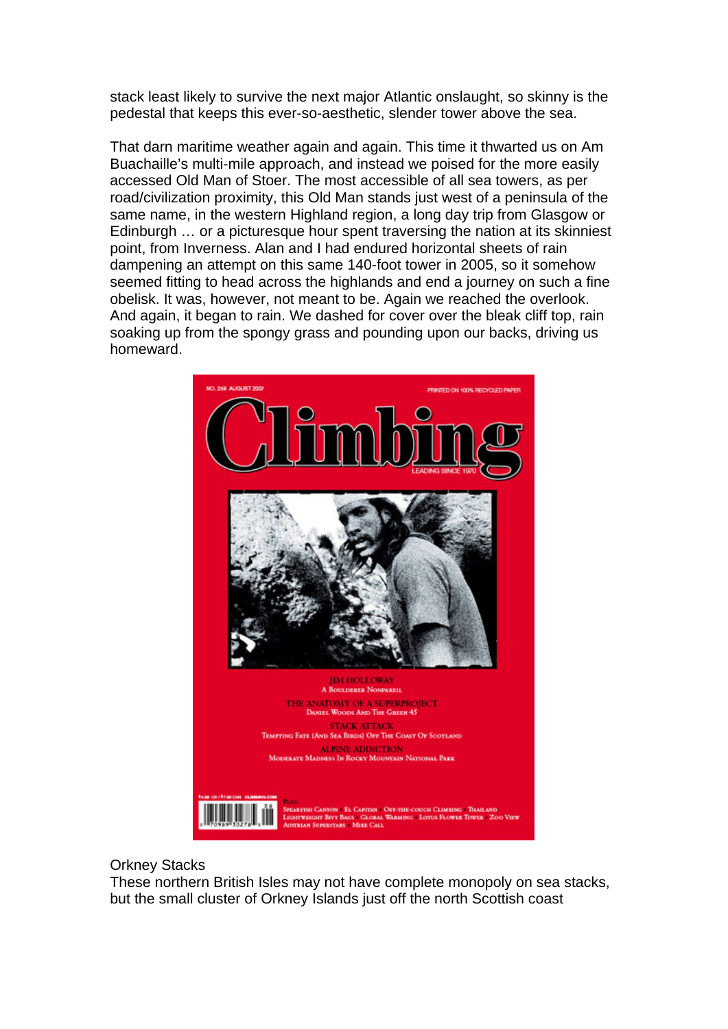stack least likely to survive the next major Atlantic onslaught, so skinny is the pedestal that keeps this ever-so-aesthetic, slender tower above the sea.

That darn maritime weather again and again. This time it thwarted us on Am Buachaille's multi-mile approach, and instead we poised for the more easily accessed Old Man of Stoer. The most accessible of all sea towers, as per road/civilization proximity, this Old Man stands just west of a peninsula of the same name, in the western Highland region, a long day trip from Glasgow or Edinburgh … or a picturesque hour spent traversing the nation at its skinniest point, from Inverness. Alan and I had endured horizontal sheets of rain dampening an attempt on this same 140-foot tower in 2005, so it somehow seemed fitting to head across the highlands and end a journey on such a fine obelisk. It was, however, not meant to be. Again we reached the overlook. And again, it began to rain. We dashed for cover over the bleak cliff top, rain soaking up from the spongy grass and pounding upon our backs, driving us homeward.

Orkney Stacks
These northern British Isles may not have complete monopoly on sea stacks, but the small cluster of Orkney Islands just off the north Scottish coast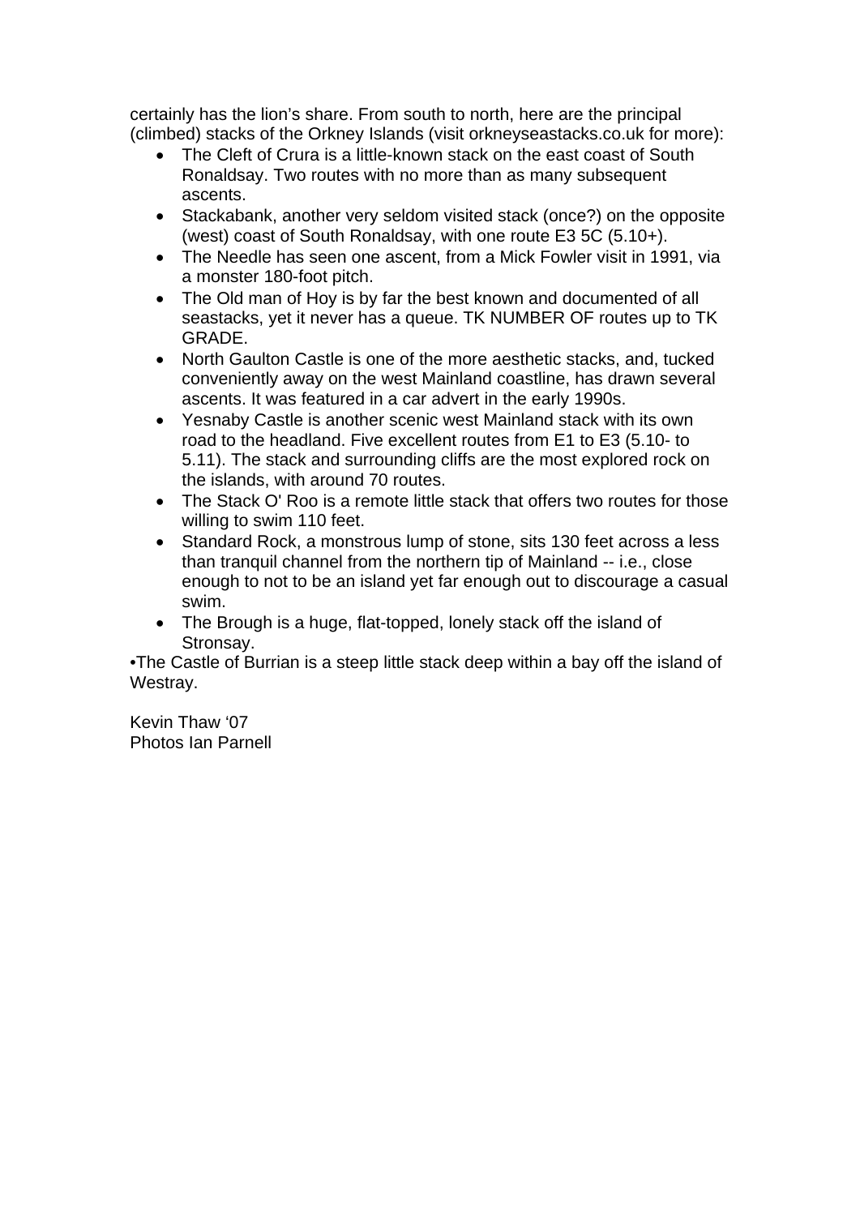certainly has the lion's share. From south to north, here are the principal (climbed) stacks of the Orkney Islands (visit orkneyseastacks.co.uk for more):

- The Cleft of Crura is a little-known stack on the east coast of South Ronaldsay. Two routes with no more than as many subsequent ascents.
- Stackabank, another very seldom visited stack (once?) on the opposite (west) coast of South Ronaldsay, with one route E3 5C (5.10+).
- The Needle has seen one ascent, from a Mick Fowler visit in 1991, via a monster 180-foot pitch.
- The Old man of Hoy is by far the best known and documented of all seastacks, yet it never has a queue. TK NUMBER OF routes up to TK GRADE.
- North Gaulton Castle is one of the more aesthetic stacks, and, tucked conveniently away on the west Mainland coastline, has drawn several ascents. It was featured in a car advert in the early 1990s.
- Yesnaby Castle is another scenic west Mainland stack with its own road to the headland. Five excellent routes from E1 to E3 (5.10- to 5.11). The stack and surrounding cliffs are the most explored rock on the islands, with around 70 routes.
- The Stack O' Roo is a remote little stack that offers two routes for those willing to swim 110 feet.
- Standard Rock, a monstrous lump of stone, sits 130 feet across a less than tranquil channel from the northern tip of Mainland -- i.e., close enough to not to be an island yet far enough out to discourage a casual swim.
- The Brough is a huge, flat-topped, lonely stack off the island of Stronsay.

•The Castle of Burrian is a steep little stack deep within a bay off the island of Westray.

Kevin Thaw '07
Photos Ian Parnell